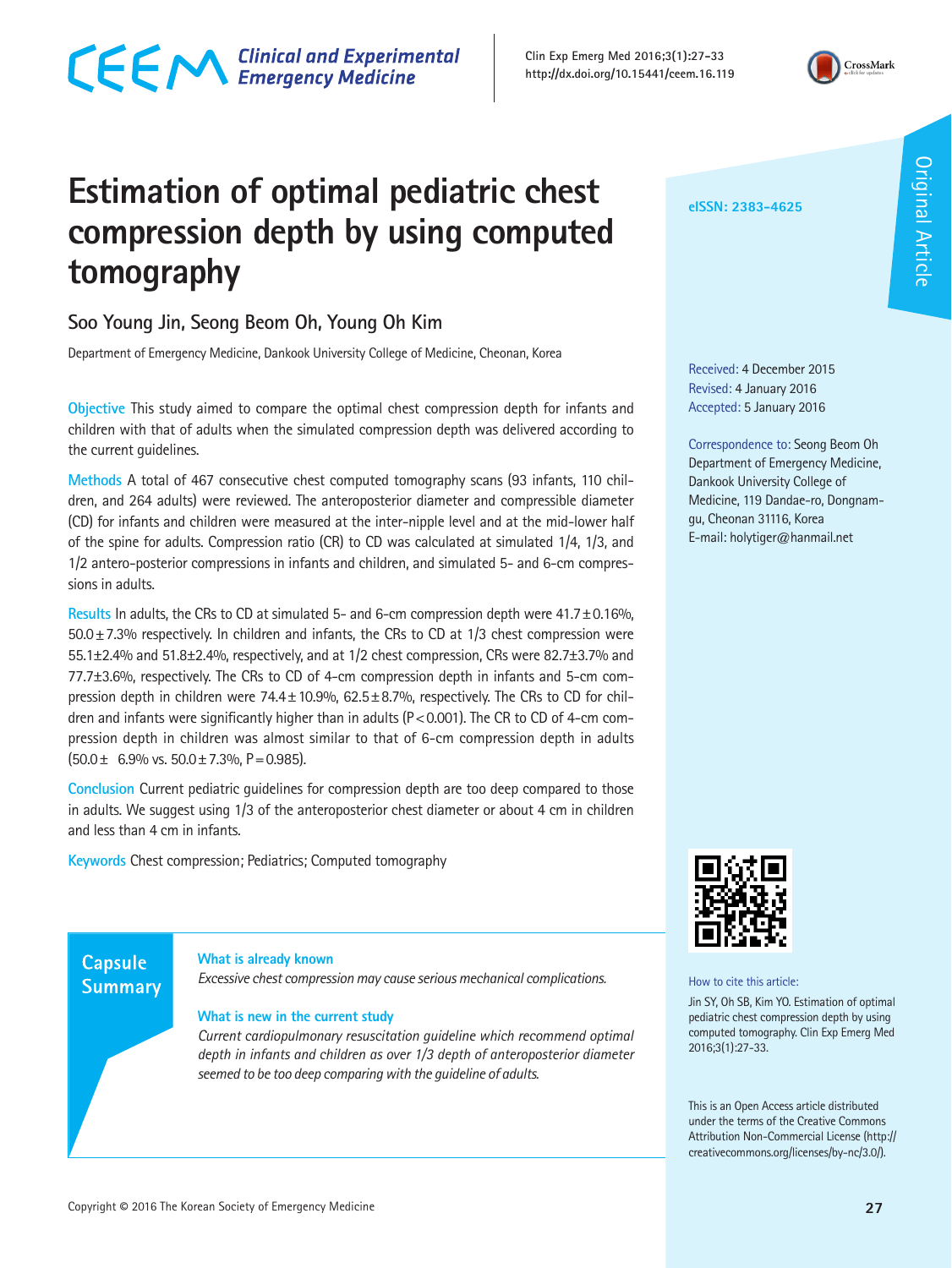# Estimation of optimal pediatric chest compression depth by using computed tomography

Soo Young Jin, Seong Beom Oh, Young Oh Kim

Department of Emergency Medicine, Dankook University College of Medicine, Cheonan, Korea

eISSN: 2383-4625

Received: 4 December 2015
Revised: 4 January 2016
Accepted: 5 January 2016

Correspondence to: Seong Beom Oh
Department of Emergency Medicine, Dankook University College of Medicine, 119 Dandae-ro, Dongnam-gu, Cheonan 31116, Korea
E-mail: holytiger@hanmail.net

**Objective** This study aimed to compare the optimal chest compression depth for infants and children with that of adults when the simulated compression depth was delivered according to the current guidelines.

**Methods** A total of 467 consecutive chest computed tomography scans (93 infants, 110 children, and 264 adults) were reviewed. The anteroposterior diameter and compressible diameter (CD) for infants and children were measured at the inter-nipple level and at the mid-lower half of the spine for adults. Compression ratio (CR) to CD was calculated at simulated 1/4, 1/3, and 1/2 antero-posterior compressions in infants and children, and simulated 5- and 6-cm compressions in adults.

**Results** In adults, the CRs to CD at simulated 5- and 6-cm compression depth were 41.7±0.16%, 50.0±7.3% respectively. In children and infants, the CRs to CD at 1/3 chest compression were 55.1±2.4% and 51.8±2.4%, respectively, and at 1/2 chest compression, CRs were 82.7±3.7% and 77.7±3.6%, respectively. The CRs to CD of 4-cm compression depth in infants and 5-cm compression depth in children were 74.4±10.9%, 62.5±8.7%, respectively. The CRs to CD for children and infants were significantly higher than in adults ($P<0.001$). The CR to CD of 4-cm compression depth in children was almost similar to that of 6-cm compression depth in adults (50.0± 6.9% vs. 50.0±7.3%, $P=0.985$).

**Conclusion** Current pediatric guidelines for compression depth are too deep compared to those in adults. We suggest using 1/3 of the anteroposterior chest diameter or about 4 cm in children and less than 4 cm in infants.

**Keywords** Chest compression; Pediatrics; Computed tomography

## Capsule Summary

**What is already known**

*Excessive chest compression may cause serious mechanical complications.*

**What is new in the current study**

*Current cardiopulmonary resuscitation guideline which recommend optimal depth in infants and children as over 1/3 depth of anteroposterior diameter seemed to be too deep comparing with the guideline of adults.*

How to cite this article:
Jin SY, Oh SB, Kim YO. Estimation of optimal pediatric chest compression depth by using computed tomography. Clin Exp Emerg Med 2016;3(1):27-33.

This is an Open Access article distributed under the terms of the Creative Commons Attribution Non-Commercial License (http://creativecommons.org/licenses/by-nc/3.0/).

Copyright © 2016 The Korean Society of Emergency Medicine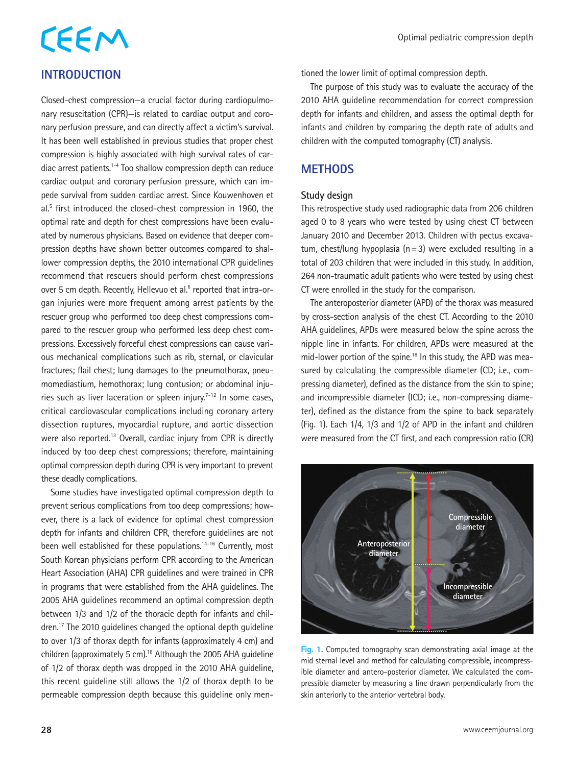## INTRODUCTION

Closed-chest compression—a crucial factor during cardiopulmonary resuscitation (CPR)—is related to cardiac output and coronary perfusion pressure, and can directly affect a victim's survival. It has been well established in previous studies that proper chest compression is highly associated with high survival rates of cardiac arrest patients.[1-4] Too shallow compression depth can reduce cardiac output and coronary perfusion pressure, which can impede survival from sudden cardiac arrest. Since Kouwenhoven et al.[5] first introduced the closed-chest compression in 1960, the optimal rate and depth for chest compressions have been evaluated by numerous physicians. Based on evidence that deeper compression depths have shown better outcomes compared to shallower compression depths, the 2010 international CPR guidelines recommend that rescuers should perform chest compressions over 5 cm depth. Recently, Hellevuo et al.[6] reported that intra-organ injuries were more frequent among arrest patients by the rescuer group who performed too deep chest compressions compared to the rescuer group who performed less deep chest compressions. Excessively forceful chest compressions can cause various mechanical complications such as rib, sternal, or clavicular fractures; flail chest; lung damages to the pneumothorax, pneumomediastium, hemothorax; lung contusion; or abdominal injuries such as liver laceration or spleen injury.[7-12] In some cases, critical cardiovascular complications including coronary artery dissection ruptures, myocardial rupture, and aortic dissection were also reported.[13] Overall, cardiac injury from CPR is directly induced by too deep chest compressions; therefore, maintaining optimal compression depth during CPR is very important to prevent these deadly complications.

Some studies have investigated optimal compression depth to prevent serious complications from too deep compressions; however, there is a lack of evidence for optimal chest compression depth for infants and children CPR, therefore guidelines are not been well established for these populations.[14-16] Currently, most South Korean physicians perform CPR according to the American Heart Association (AHA) CPR guidelines and were trained in CPR in programs that were established from the AHA guidelines. The 2005 AHA guidelines recommend an optimal compression depth between 1/3 and 1/2 of the thoracic depth for infants and children.[17] The 2010 guidelines changed the optional depth guideline to over 1/3 of thorax depth for infants (approximately 4 cm) and children (approximately 5 cm).[18] Although the 2005 AHA guideline of 1/2 of thorax depth was dropped in the 2010 AHA guideline, this recent guideline still allows the 1/2 of thorax depth to be permeable compression depth because this guideline only mentioned the lower limit of optimal compression depth.

The purpose of this study was to evaluate the accuracy of the 2010 AHA guideline recommendation for correct compression depth for infants and children, and assess the optimal depth for infants and children by comparing the depth rate of adults and children with the computed tomography (CT) analysis.

## METHODS

### Study design

This retrospective study used radiographic data from 206 children aged 0 to 8 years who were tested by using chest CT between January 2010 and December 2013. Children with pectus excavatum, chest/lung hypoplasia (n = 3) were excluded resulting in a total of 203 children that were included in this study. In addition, 264 non-traumatic adult patients who were tested by using chest CT were enrolled in the study for the comparison.

The anteroposterior diameter (APD) of the thorax was measured by cross-section analysis of the chest CT. According to the 2010 AHA guidelines, APDs were measured below the spine across the nipple line in infants. For children, APDs were measured at the mid-lower portion of the spine.[18] In this study, the APD was measured by calculating the compressible diameter (CD; i.e., compressing diameter), defined as the distance from the skin to spine; and incompressible diameter (ICD; i.e., non-compressing diameter), defined as the distance from the spine to back separately (Fig. 1). Each 1/4, 1/3 and 1/2 of APD in the infant and children were measured from the CT first, and each compression ratio (CR)

Fig. 1. Computed tomography scan demonstrating axial image at the mid sternal level and method for calculating compressible, incompressible diameter and antero-posterior diameter. We calculated the compressible diameter by measuring a line drawn perpendicularly from the skin anteriorly to the anterior vertebral body.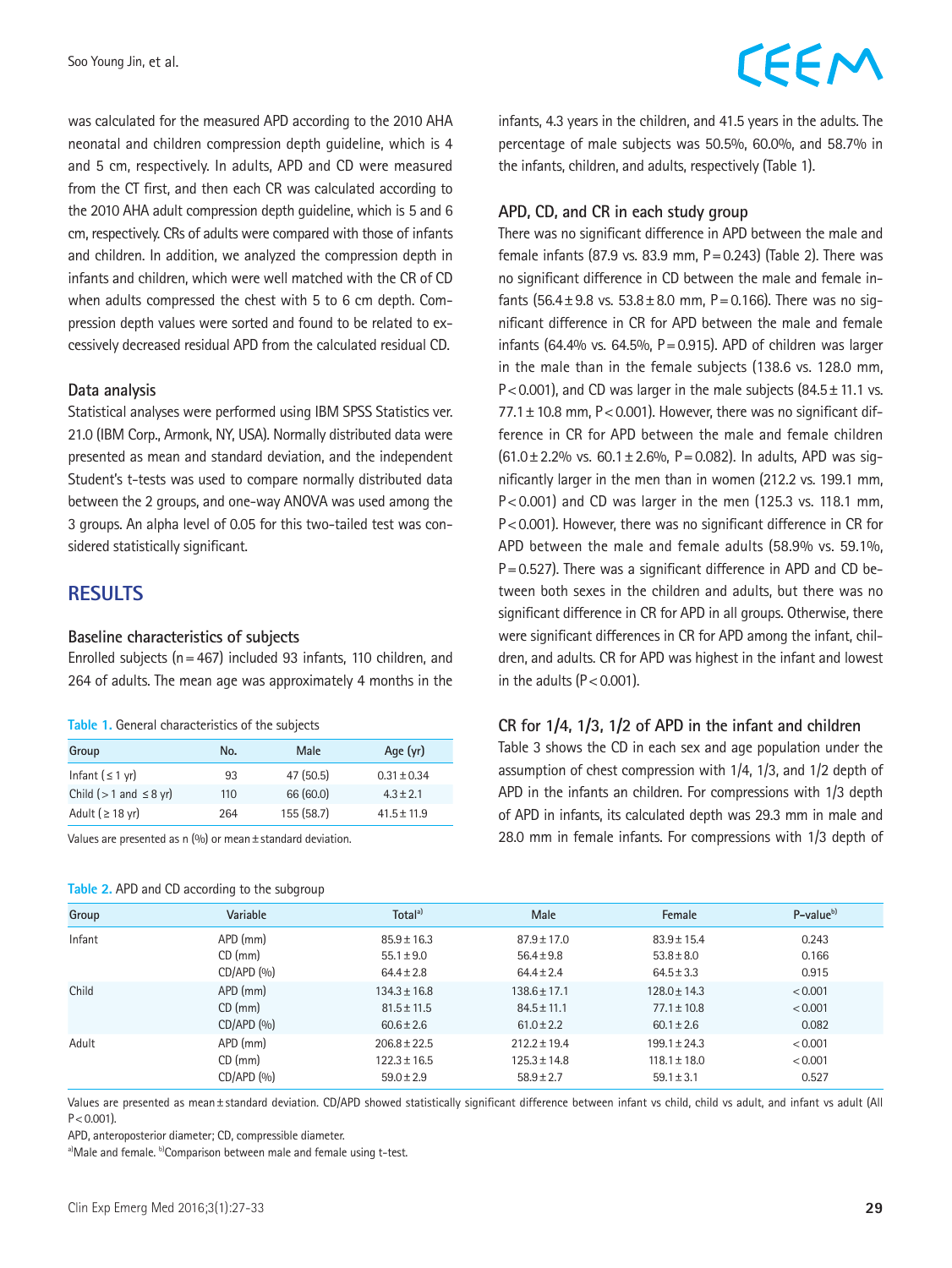was calculated for the measured APD according to the 2010 AHA neonatal and children compression depth guideline, which is 4 and 5 cm, respectively. In adults, APD and CD were measured from the CT first, and then each CR was calculated according to the 2010 AHA adult compression depth guideline, which is 5 and 6 cm, respectively. CRs of adults were compared with those of infants and children. In addition, we analyzed the compression depth in infants and children, which were well matched with the CR of CD when adults compressed the chest with 5 to 6 cm depth. Compression depth values were sorted and found to be related to excessively decreased residual APD from the calculated residual CD.

### Data analysis

Statistical analyses were performed using IBM SPSS Statistics ver. 21.0 (IBM Corp., Armonk, NY, USA). Normally distributed data were presented as mean and standard deviation, and the independent Student's t-tests was used to compare normally distributed data between the 2 groups, and one-way ANOVA was used among the 3 groups. An alpha level of 0.05 for this two-tailed test was considered statistically significant.

## RESULTS

### Baseline characteristics of subjects

Enrolled subjects (n = 467) included 93 infants, 110 children, and 264 of adults. The mean age was approximately 4 months in the infants, 4.3 years in the children, and 41.5 years in the adults. The percentage of male subjects was 50.5%, 60.0%, and 58.7% in the infants, children, and adults, respectively (Table 1).

**Table 1.** General characteristics of the subjects

| Group | No. | Male | Age (yr) |
|---|---|---|---|
| Infant (≤ 1 yr) | 93 | 47 (50.5) | 0.31 ± 0.34 |
| Child (> 1 and ≤ 8 yr) | 110 | 66 (60.0) | 4.3 ± 2.1 |
| Adult (≥ 18 yr) | 264 | 155 (58.7) | 41.5 ± 11.9 |

Values are presented as n (%) or mean ± standard deviation.

### APD, CD, and CR in each study group

There was no significant difference in APD between the male and female infants (87.9 vs. 83.9 mm, P = 0.243) (Table 2). There was no significant difference in CD between the male and female infants (56.4 ± 9.8 vs. 53.8 ± 8.0 mm, P = 0.166). There was no significant difference in CR for APD between the male and female infants (64.4% vs. 64.5%, P = 0.915). APD of children was larger in the male than in the female subjects (138.6 vs. 128.0 mm, P < 0.001), and CD was larger in the male subjects (84.5 ± 11.1 vs. 77.1 ± 10.8 mm, P < 0.001). However, there was no significant difference in CR for APD between the male and female children (61.0 ± 2.2% vs. 60.1 ± 2.6%, P = 0.082). In adults, APD was significantly larger in the men than in women (212.2 vs. 199.1 mm, P < 0.001) and CD was larger in the men (125.3 vs. 118.1 mm, P < 0.001). However, there was no significant difference in CR for APD between the male and female adults (58.9% vs. 59.1%, P = 0.527). There was a significant difference in APD and CD between both sexes in the children and adults, but there was no significant difference in CR for APD in all groups. Otherwise, there were significant differences in CR for APD among the infant, children, and adults. CR for APD was highest in the infant and lowest in the adults (P < 0.001).

### CR for 1/4, 1/3, 1/2 of APD in the infant and children

Table 3 shows the CD in each sex and age population under the assumption of chest compression with 1/4, 1/3, and 1/2 depth of APD in the infants an children. For compressions with 1/3 depth of APD in infants, its calculated depth was 29.3 mm in male and 28.0 mm in female infants. For compressions with 1/3 depth of

**Table 2.** APD and CD according to the subgroup

| Group | Variable | Total[a] | Male | Female | P-value[b] |
|---|---|---|---|---|---|
| Infant | APD (mm) | 85.9 ± 16.3 | 87.9 ± 17.0 | 83.9 ± 15.4 | 0.243 |
| | CD (mm) | 55.1 ± 9.0 | 56.4 ± 9.8 | 53.8 ± 8.0 | 0.166 |
| | CD/APD (%) | 64.4 ± 2.8 | 64.4 ± 2.4 | 64.5 ± 3.3 | 0.915 |
| Child | APD (mm) | 134.3 ± 16.8 | 138.6 ± 17.1 | 128.0 ± 14.3 | < 0.001 |
| | CD (mm) | 81.5 ± 11.5 | 84.5 ± 11.1 | 77.1 ± 10.8 | < 0.001 |
| | CD/APD (%) | 60.6 ± 2.6 | 61.0 ± 2.2 | 60.1 ± 2.6 | 0.082 |
| Adult | APD (mm) | 206.8 ± 22.5 | 212.2 ± 19.4 | 199.1 ± 24.3 | < 0.001 |
| | CD (mm) | 122.3 ± 16.5 | 125.3 ± 14.8 | 118.1 ± 18.0 | < 0.001 |
| | CD/APD (%) | 59.0 ± 2.9 | 58.9 ± 2.7 | 59.1 ± 3.1 | 0.527 |

Values are presented as mean ± standard deviation. CD/APD showed statistically significant difference between infant vs child, child vs adult, and infant vs adult (All P < 0.001).

APD, anteroposterior diameter; CD, compressible diameter.

[a]Male and female. [b]Comparison between male and female using t-test.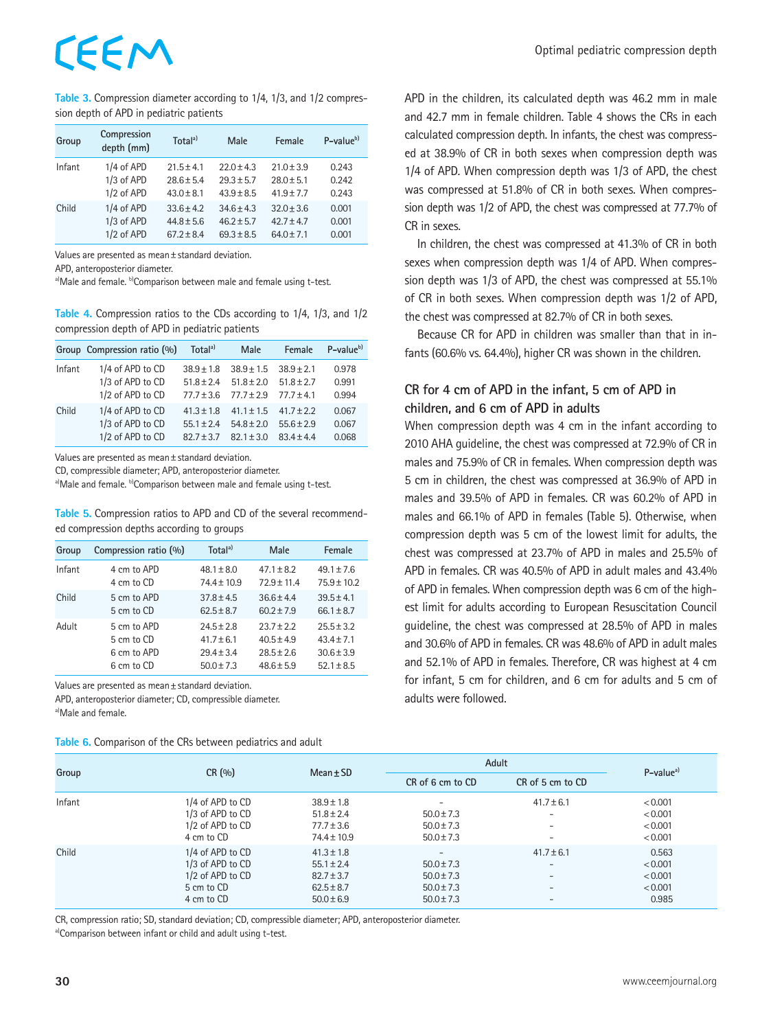**Table 3.** Compression diameter according to 1/4, 1/3, and 1/2 compression depth of APD in pediatric patients

| Group | Compression depth (mm) | Total[a] | Male | Female | P-value[b] |
|---|---|---|---|---|---|
| Infant | 1/4 of APD | 21.5±4.1 | 22.0±4.3 | 21.0±3.9 | 0.243 |
| | 1/3 of APD | 28.6±5.4 | 29.3±5.7 | 28.0±5.1 | 0.242 |
| | 1/2 of APD | 43.0±8.1 | 43.9±8.5 | 41.9±7.7 | 0.243 |
| Child | 1/4 of APD | 33.6±4.2 | 34.6±4.3 | 32.0±3.6 | 0.001 |
| | 1/3 of APD | 44.8±5.6 | 46.2±5.7 | 42.7±4.7 | 0.001 |
| | 1/2 of APD | 67.2±8.4 | 69.3±8.5 | 64.0±7.1 | 0.001 |

Values are presented as mean±standard deviation.
APD, anteroposterior diameter.
[a]Male and female. [b]Comparison between male and female using t-test.

**Table 4.** Compression ratios to the CDs according to 1/4, 1/3, and 1/2 compression depth of APD in pediatric patients

| Group | Compression ratio (%) | Total[a] | Male | Female | P-value[b] |
|---|---|---|---|---|---|
| Infant | 1/4 of APD to CD | 38.9±1.8 | 38.9±1.5 | 38.9±2.1 | 0.978 |
| | 1/3 of APD to CD | 51.8±2.4 | 51.8±2.0 | 51.8±2.7 | 0.991 |
| | 1/2 of APD to CD | 77.7±3.6 | 77.7±2.9 | 77.7±4.1 | 0.994 |
| Child | 1/4 of APD to CD | 41.3±1.8 | 41.1±1.5 | 41.7±2.2 | 0.067 |
| | 1/3 of APD to CD | 55.1±2.4 | 54.8±2.0 | 55.6±2.9 | 0.067 |
| | 1/2 of APD to CD | 82.7±3.7 | 82.1±3.0 | 83.4±4.4 | 0.068 |

Values are presented as mean±standard deviation.
CD, compressible diameter; APD, anteroposterior diameter.
[a]Male and female. [b]Comparison between male and female using t-test.

**Table 5.** Compression ratios to APD and CD of the several recommended compression depths according to groups

| Group | Compression ratio (%) | Total[a] | Male | Female |
|---|---|---|---|---|
| Infant | 4 cm to APD | 48.1±8.0 | 47.1±8.2 | 49.1±7.6 |
| | 4 cm to CD | 74.4±10.9 | 72.9±11.4 | 75.9±10.2 |
| Child | 5 cm to APD | 37.8±4.5 | 36.6±4.4 | 39.5±4.1 |
| | 5 cm to CD | 62.5±8.7 | 60.2±7.9 | 66.1±8.7 |
| Adult | 5 cm to APD | 24.5±2.8 | 23.7±2.2 | 25.5±3.2 |
| | 5 cm to CD | 41.7±6.1 | 40.5±4.9 | 43.4±7.1 |
| | 6 cm to APD | 29.4±3.4 | 28.5±2.6 | 30.6±3.9 |
| | 6 cm to CD | 50.0±7.3 | 48.6±5.9 | 52.1±8.5 |

Values are presented as mean±standard deviation.
APD, anteroposterior diameter; CD, compressible diameter.
[a]Male and female.

APD in the children, its calculated depth was 46.2 mm in male and 42.7 mm in female children. Table 4 shows the CRs in each calculated compression depth. In infants, the chest was compressed at 38.9% of CR in both sexes when compression depth was 1/4 of APD. When compression depth was 1/3 of APD, the chest was compressed at 51.8% of CR in both sexes. When compression depth was 1/2 of APD, the chest was compressed at 77.7% of CR in sexes.

In children, the chest was compressed at 41.3% of CR in both sexes when compression depth was 1/4 of APD. When compression depth was 1/3 of APD, the chest was compressed at 55.1% of CR in both sexes. When compression depth was 1/2 of APD, the chest was compressed at 82.7% of CR in both sexes.

Because CR for APD in children was smaller than that in infants (60.6% vs. 64.4%), higher CR was shown in the children.

### CR for 4 cm of APD in the infant, 5 cm of APD in children, and 6 cm of APD in adults

When compression depth was 4 cm in the infant according to 2010 AHA guideline, the chest was compressed at 72.9% of CR in males and 75.9% of CR in females. When compression depth was 5 cm in children, the chest was compressed at 36.9% of APD in males and 39.5% of APD in females. CR was 60.2% of APD in males and 66.1% of APD in females (Table 5). Otherwise, when compression depth was 5 cm of the lowest limit for adults, the chest was compressed at 23.7% of APD in males and 25.5% of APD in females. CR was 40.5% of APD in adult males and 43.4% of APD in females. When compression depth was 6 cm of the highest limit for adults according to European Resuscitation Council guideline, the chest was compressed at 28.5% of APD in males and 30.6% of APD in females. CR was 48.6% of APD in adult males and 52.1% of APD in females. Therefore, CR was highest at 4 cm for infant, 5 cm for children, and 6 cm for adults and 5 cm of adults were followed.

**Table 6.** Comparison of the CRs between pediatrics and adult

| Group | CR (%) | Mean±SD | Adult | | P-value[a] |
|---|---|---|---|---|---|
| | | | CR of 6 cm to CD | CR of 5 cm to CD | |
| Infant | 1/4 of APD to CD | 38.9±1.8 | - | 41.7±6.1 | <0.001 |
| | 1/3 of APD to CD | 51.8±2.4 | 50.0±7.3 | - | <0.001 |
| | 1/2 of APD to CD | 77.7±3.6 | 50.0±7.3 | - | <0.001 |
| | 4 cm to CD | 74.4±10.9 | 50.0±7.3 | - | <0.001 |
| Child | 1/4 of APD to CD | 41.3±1.8 | - | 41.7±6.1 | 0.563 |
| | 1/3 of APD to CD | 55.1±2.4 | 50.0±7.3 | - | <0.001 |
| | 1/2 of APD to CD | 82.7±3.7 | 50.0±7.3 | - | <0.001 |
| | 5 cm to CD | 62.5±8.7 | 50.0±7.3 | - | <0.001 |
| | 4 cm to CD | 50.0±6.9 | 50.0±7.3 | - | 0.985 |

CR, compression ratio; SD, standard deviation; CD, compressible diameter; APD, anteroposterior diameter.
[a]Comparison between infant or child and adult using t-test.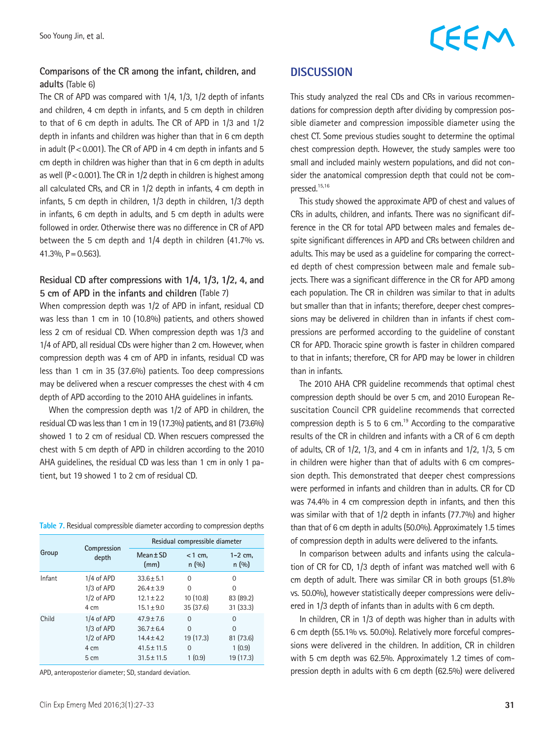### Comparisons of the CR among the infant, children, and adults (Table 6)

The CR of APD was compared with 1/4, 1/3, 1/2 depth of infants and children, 4 cm depth in infants, and 5 cm depth in children to that of 6 cm depth in adults. The CR of APD in 1/3 and 1/2 depth in infants and children was higher than that in 6 cm depth in adult (P<0.001). The CR of APD in 4 cm depth in infants and 5 cm depth in children was higher than that in 6 cm depth in adults as well (P<0.001). The CR in 1/2 depth in children is highest among all calculated CRs, and CR in 1/2 depth in infants, 4 cm depth in infants, 5 cm depth in children, 1/3 depth in children, 1/3 depth in infants, 6 cm depth in adults, and 5 cm depth in adults were followed in order. Otherwise there was no difference in CR of APD between the 5 cm depth and 1/4 depth in children (41.7% vs. 41.3%, P=0.563).

### Residual CD after compressions with 1/4, 1/3, 1/2, 4, and 5 cm of APD in the infants and children (Table 7)

When compression depth was 1/2 of APD in infant, residual CD was less than 1 cm in 10 (10.8%) patients, and others showed less 2 cm of residual CD. When compression depth was 1/3 and 1/4 of APD, all residual CDs were higher than 2 cm. However, when compression depth was 4 cm of APD in infants, residual CD was less than 1 cm in 35 (37.6%) patients. Too deep compressions may be delivered when a rescuer compresses the chest with 4 cm depth of APD according to the 2010 AHA guidelines in infants.

When the compression depth was 1/2 of APD in children, the residual CD was less than 1 cm in 19 (17.3%) patients, and 81 (73.6%) showed 1 to 2 cm of residual CD. When rescuers compressed the chest with 5 cm depth of APD in children according to the 2010 AHA guidelines, the residual CD was less than 1 cm in only 1 patient, but 19 showed 1 to 2 cm of residual CD.

**Table 7.** Residual compressible diameter according to compression depths

| Group | Compression depth | Residual compressible diameter | | |
|---|---|---|---|---|
| | | Mean±SD (mm) | <1 cm, n (%) | 1–2 cm, n (%) |
| Infant | 1/4 of APD | 33.6±5.1 | 0 | 0 |
| | 1/3 of APD | 26.4±3.9 | 0 | 0 |
| | 1/2 of APD | 12.1±2.2 | 10 (10.8) | 83 (89.2) |
| | 4 cm | 15.1±9.0 | 35 (37.6) | 31 (33.3) |
| Child | 1/4 of APD | 47.9±7.6 | 0 | 0 |
| | 1/3 of APD | 36.7±6.4 | 0 | 0 |
| | 1/2 of APD | 14.4±4.2 | 19 (17.3) | 81 (73.6) |
| | 4 cm | 41.5±11.5 | 0 | 1 (0.9) |
| | 5 cm | 31.5±11.5 | 1 (0.9) | 19 (17.3) |

APD, anteroposterior diameter; SD, standard deviation.

## DISCUSSION

This study analyzed the real CDs and CRs in various recommendations for compression depth after dividing by compression possible diameter and compression impossible diameter using the chest CT. Some previous studies sought to determine the optimal chest compression depth. However, the study samples were too small and included mainly western populations, and did not consider the anatomical compression depth that could not be compressed.[15,16]

This study showed the approximate APD of chest and values of CRs in adults, children, and infants. There was no significant difference in the CR for total APD between males and females despite significant differences in APD and CRs between children and adults. This may be used as a guideline for comparing the corrected depth of chest compression between male and female subjects. There was a significant difference in the CR for APD among each population. The CR in children was similar to that in adults but smaller than that in infants; therefore, deeper chest compressions may be delivered in children than in infants if chest compressions are performed according to the guideline of constant CR for APD. Thoracic spine growth is faster in children compared to that in infants; therefore, CR for APD may be lower in children than in infants.

The 2010 AHA CPR guideline recommends that optimal chest compression depth should be over 5 cm, and 2010 European Resuscitation Council CPR guideline recommends that corrected compression depth is 5 to 6 cm.[19] According to the comparative results of the CR in children and infants with a CR of 6 cm depth of adults, CR of 1/2, 1/3, and 4 cm in infants and 1/2, 1/3, 5 cm in children were higher than that of adults with 6 cm compression depth. This demonstrated that deeper chest compressions were performed in infants and children than in adults. CR for CD was 74.4% in 4 cm compression depth in infants, and then this was similar with that of 1/2 depth in infants (77.7%) and higher than that of 6 cm depth in adults (50.0%). Approximately 1.5 times of compression depth in adults were delivered to the infants.

In comparison between adults and infants using the calculation of CR for CD, 1/3 depth of infant was matched well with 6 cm depth of adult. There was similar CR in both groups (51.8% vs. 50.0%), however statistically deeper compressions were delivered in 1/3 depth of infants than in adults with 6 cm depth.

In children, CR in 1/3 of depth was higher than in adults with 6 cm depth (55.1% vs. 50.0%). Relatively more forceful compressions were delivered in the children. In addition, CR in children with 5 cm depth was 62.5%. Approximately 1.2 times of compression depth in adults with 6 cm depth (62.5%) were delivered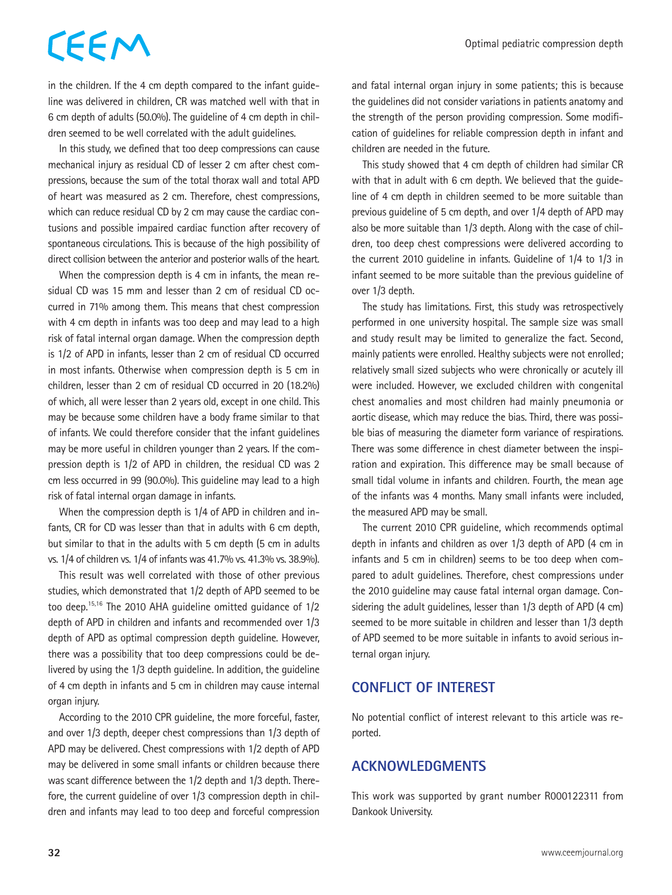in the children. If the 4 cm depth compared to the infant guideline was delivered in children, CR was matched well with that in 6 cm depth of adults (50.0%). The guideline of 4 cm depth in children seemed to be well correlated with the adult guidelines.

In this study, we defined that too deep compressions can cause mechanical injury as residual CD of lesser 2 cm after chest compressions, because the sum of the total thorax wall and total APD of heart was measured as 2 cm. Therefore, chest compressions, which can reduce residual CD by 2 cm may cause the cardiac contusions and possible impaired cardiac function after recovery of spontaneous circulations. This is because of the high possibility of direct collision between the anterior and posterior walls of the heart.

When the compression depth is 4 cm in infants, the mean residual CD was 15 mm and lesser than 2 cm of residual CD occurred in 71% among them. This means that chest compression with 4 cm depth in infants was too deep and may lead to a high risk of fatal internal organ damage. When the compression depth is 1/2 of APD in infants, lesser than 2 cm of residual CD occurred in most infants. Otherwise when compression depth is 5 cm in children, lesser than 2 cm of residual CD occurred in 20 (18.2%) of which, all were lesser than 2 years old, except in one child. This may be because some children have a body frame similar to that of infants. We could therefore consider that the infant guidelines may be more useful in children younger than 2 years. If the compression depth is 1/2 of APD in children, the residual CD was 2 cm less occurred in 99 (90.0%). This guideline may lead to a high risk of fatal internal organ damage in infants.

When the compression depth is 1/4 of APD in children and infants, CR for CD was lesser than that in adults with 6 cm depth, but similar to that in the adults with 5 cm depth (5 cm in adults vs. 1/4 of children vs. 1/4 of infants was 41.7% vs. 41.3% vs. 38.9%).

This result was well correlated with those of other previous studies, which demonstrated that 1/2 depth of APD seemed to be too deep.[15,16] The 2010 AHA guideline omitted guidance of 1/2 depth of APD in children and infants and recommended over 1/3 depth of APD as optimal compression depth guideline. However, there was a possibility that too deep compressions could be delivered by using the 1/3 depth guideline. In addition, the guideline of 4 cm depth in infants and 5 cm in children may cause internal organ injury.

According to the 2010 CPR guideline, the more forceful, faster, and over 1/3 depth, deeper chest compressions than 1/3 depth of APD may be delivered. Chest compressions with 1/2 depth of APD may be delivered in some small infants or children because there was scant difference between the 1/2 depth and 1/3 depth. Therefore, the current guideline of over 1/3 compression depth in children and infants may lead to too deep and forceful compression and fatal internal organ injury in some patients; this is because the guidelines did not consider variations in patients anatomy and the strength of the person providing compression. Some modification of guidelines for reliable compression depth in infant and children are needed in the future.

This study showed that 4 cm depth of children had similar CR with that in adult with 6 cm depth. We believed that the guideline of 4 cm depth in children seemed to be more suitable than previous guideline of 5 cm depth, and over 1/4 depth of APD may also be more suitable than 1/3 depth. Along with the case of children, too deep chest compressions were delivered according to the current 2010 guideline in infants. Guideline of 1/4 to 1/3 in infant seemed to be more suitable than the previous guideline of over 1/3 depth.

The study has limitations. First, this study was retrospectively performed in one university hospital. The sample size was small and study result may be limited to generalize the fact. Second, mainly patients were enrolled. Healthy subjects were not enrolled; relatively small sized subjects who were chronically or acutely ill were included. However, we excluded children with congenital chest anomalies and most children had mainly pneumonia or aortic disease, which may reduce the bias. Third, there was possible bias of measuring the diameter form variance of respirations. There was some difference in chest diameter between the inspiration and expiration. This difference may be small because of small tidal volume in infants and children. Fourth, the mean age of the infants was 4 months. Many small infants were included, the measured APD may be small.

The current 2010 CPR guideline, which recommends optimal depth in infants and children as over 1/3 depth of APD (4 cm in infants and 5 cm in children) seems to be too deep when compared to adult guidelines. Therefore, chest compressions under the 2010 guideline may cause fatal internal organ damage. Considering the adult guidelines, lesser than 1/3 depth of APD (4 cm) seemed to be more suitable in children and lesser than 1/3 depth of APD seemed to be more suitable in infants to avoid serious internal organ injury.

## CONFLICT OF INTEREST

No potential conflict of interest relevant to this article was reported.

## ACKNOWLEDGMENTS

This work was supported by grant number R000122311 from Dankook University.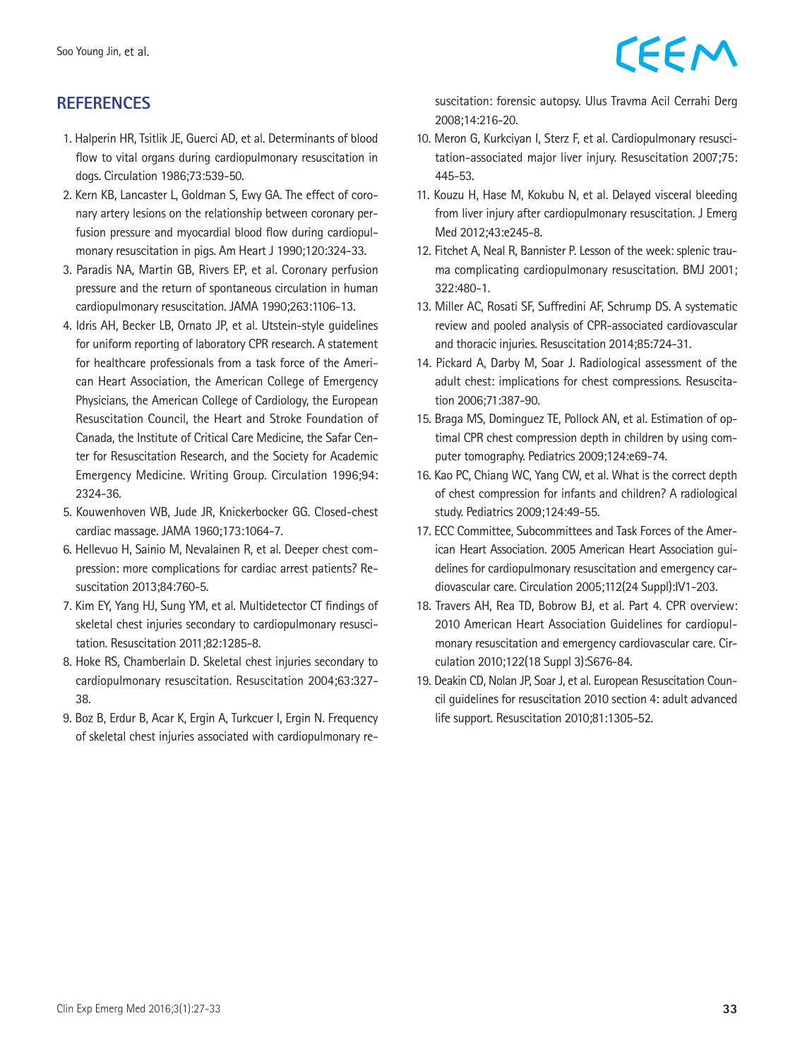## REFERENCES

1. Halperin HR, Tsitlik JE, Guerci AD, et al. Determinants of blood flow to vital organs during cardiopulmonary resuscitation in dogs. Circulation 1986;73:539-50.
2. Kern KB, Lancaster L, Goldman S, Ewy GA. The effect of coronary artery lesions on the relationship between coronary perfusion pressure and myocardial blood flow during cardiopulmonary resuscitation in pigs. Am Heart J 1990;120:324-33.
3. Paradis NA, Martin GB, Rivers EP, et al. Coronary perfusion pressure and the return of spontaneous circulation in human cardiopulmonary resuscitation. JAMA 1990;263:1106-13.
4. Idris AH, Becker LB, Ornato JP, et al. Utstein-style guidelines for uniform reporting of laboratory CPR research. A statement for healthcare professionals from a task force of the American Heart Association, the American College of Emergency Physicians, the American College of Cardiology, the European Resuscitation Council, the Heart and Stroke Foundation of Canada, the Institute of Critical Care Medicine, the Safar Center for Resuscitation Research, and the Society for Academic Emergency Medicine. Writing Group. Circulation 1996;94:2324-36.
5. Kouwenhoven WB, Jude JR, Knickerbocker GG. Closed-chest cardiac massage. JAMA 1960;173:1064-7.
6. Hellevuo H, Sainio M, Nevalainen R, et al. Deeper chest compression: more complications for cardiac arrest patients? Resuscitation 2013;84:760-5.
7. Kim EY, Yang HJ, Sung YM, et al. Multidetector CT findings of skeletal chest injuries secondary to cardiopulmonary resuscitation. Resuscitation 2011;82:1285-8.
8. Hoke RS, Chamberlain D. Skeletal chest injuries secondary to cardiopulmonary resuscitation. Resuscitation 2004;63:327-38.
9. Boz B, Erdur B, Acar K, Ergin A, Turkcuer I, Ergin N. Frequency of skeletal chest injuries associated with cardiopulmonary resuscitation: forensic autopsy. Ulus Travma Acil Cerrahi Derg 2008;14:216-20.
10. Meron G, Kurkciyan I, Sterz F, et al. Cardiopulmonary resuscitation-associated major liver injury. Resuscitation 2007;75:445-53.
11. Kouzu H, Hase M, Kokubu N, et al. Delayed visceral bleeding from liver injury after cardiopulmonary resuscitation. J Emerg Med 2012;43:e245-8.
12. Fitchet A, Neal R, Bannister P. Lesson of the week: splenic trauma complicating cardiopulmonary resuscitation. BMJ 2001;322:480-1.
13. Miller AC, Rosati SF, Suffredini AF, Schrump DS. A systematic review and pooled analysis of CPR-associated cardiovascular and thoracic injuries. Resuscitation 2014;85:724-31.
14. Pickard A, Darby M, Soar J. Radiological assessment of the adult chest: implications for chest compressions. Resuscitation 2006;71:387-90.
15. Braga MS, Dominguez TE, Pollock AN, et al. Estimation of optimal CPR chest compression depth in children by using computer tomography. Pediatrics 2009;124:e69-74.
16. Kao PC, Chiang WC, Yang CW, et al. What is the correct depth of chest compression for infants and children? A radiological study. Pediatrics 2009;124:49-55.
17. ECC Committee, Subcommittees and Task Forces of the American Heart Association. 2005 American Heart Association guidelines for cardiopulmonary resuscitation and emergency cardiovascular care. Circulation 2005;112(24 Suppl):IV1-203.
18. Travers AH, Rea TD, Bobrow BJ, et al. Part 4. CPR overview: 2010 American Heart Association Guidelines for cardiopulmonary resuscitation and emergency cardiovascular care. Circulation 2010;122(18 Suppl 3):S676-84.
19. Deakin CD, Nolan JP, Soar J, et al. European Resuscitation Council guidelines for resuscitation 2010 section 4: adult advanced life support. Resuscitation 2010;81:1305-52.